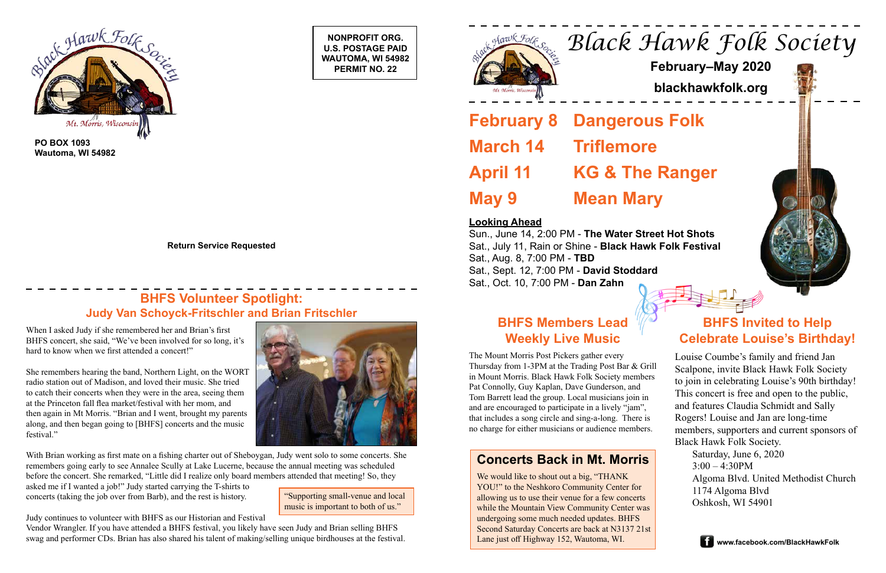PO BOX 1093
Wautoma, WI 54982

NONPROFIT ORG.
U.S. POSTAGE PAID
WAUTOMA, WI 54982
PERMIT NO. 22

Return Service Requested

## BHFS Volunteer Spotlight: Judy Van Schoyck-Fritschler and Brian Fritschler

When I asked Judy if she remembered her and Brian's first BHFS concert, she said, "We've been involved for so long, it's hard to know when we first attended a concert!"

She remembers hearing the band, Northern Light, on the WORT radio station out of Madison, and loved their music. She tried to catch their concerts when they were in the area, seeing them at the Princeton fall flea market/festival with her mom, and then again in Mt Morris. "Brian and I went, brought my parents along, and then began going to [BHFS] concerts and the music festival."

With Brian working as first mate on a fishing charter out of Sheboygan, Judy went solo to some concerts. She remembers going early to see Annalee Scully at Lake Lucerne, because the annual meeting was scheduled before the concert. She remarked, "Little did I realize only board members attended that meeting! So, they asked me if I wanted a job!" Judy started carrying the T-shirts to concerts (taking the job over from Barb), and the rest is history.

> "Supporting small-venue and local music is important to both of us."

Judy continues to volunteer with BHFS as our Historian and Festival Vendor Wrangler. If you have attended a BHFS festival, you likely have seen Judy and Brian selling BHFS swag and performer CDs. Brian has also shared his talent of making/selling unique birdhouses at the festival.

# Black Hawk Folk Society

**February–May 2020**

**blackhawkfolk.org**

## February 8 Dangerous Folk
## March 14 Triflemore
## April 11 KG & The Ranger
## May 9 Mean Mary

**Looking Ahead**

Sun., June 14, 2:00 PM - **The Water Street Hot Shots**
Sat., July 11, Rain or Shine - **Black Hawk Folk Festival**
Sat., Aug. 8, 7:00 PM - **TBD**
Sat., Sept. 12, 7:00 PM - **David Stoddard**
Sat., Oct. 10, 7:00 PM - **Dan Zahn**

## BHFS Members Lead Weekly Live Music

The Mount Morris Post Pickers gather every Thursday from 1-3PM at the Trading Post Bar & Grill in Mount Morris. Black Hawk Folk Society members Pat Connolly, Guy Kaplan, Dave Gunderson, and Tom Barrett lead the group. Local musicians join in and are encouraged to participate in a lively "jam", that includes a song circle and sing-a-long. There is no charge for either musicians or audience members.

## Concerts Back in Mt. Morris

We would like to shout out a big, "THANK YOU!" to the Neshkoro Community Center for allowing us to use their venue for a few concerts while the Mountain View Community Center was undergoing some much needed updates. BHFS Second Saturday Concerts are back at N3137 21st Lane just off Highway 152, Wautoma, WI.

## BHFS Invited to Help Celebrate Louise's Birthday!

Louise Coumbe's family and friend Jan Scalpone, invite Black Hawk Folk Society to join in celebrating Louise's 90th birthday! This concert is free and open to the public, and features Claudia Schmidt and Sally Rogers! Louise and Jan are long-time members, supporters and current sponsors of Black Hawk Folk Society.

Saturday, June 6, 2020
3:00 – 4:30PM
Algoma Blvd. United Methodist Church
1174 Algoma Blvd
Oshkosh, WI 54901

www.facebook.com/BlackHawkFolk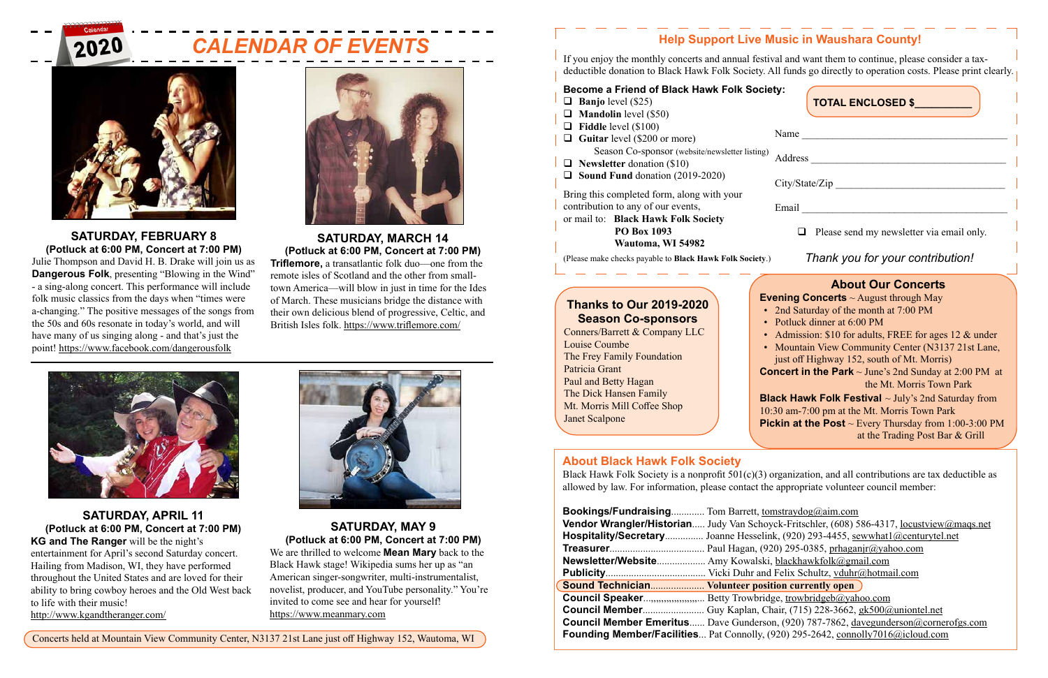2020

# CALENDAR OF EVENTS

**SATURDAY, FEBRUARY 8**
**(Potluck at 6:00 PM, Concert at 7:00 PM)**

Julie Thompson and David H. B. Drake will join us as **Dangerous Folk**, presenting "Blowing in the Wind" - a sing-along concert. This performance will include folk music classics from the days when "times were a-changing." The positive messages of the songs from the 50s and 60s resonate in today's world, and we will have many of us singing along - and that's just the point! https://www.facebook.com/dangerousfolk

**SATURDAY, MARCH 14**
**(Potluck at 6:00 PM, Concert at 7:00 PM)**

**Triflemore,** a transatlantic folk duo—one from the remote isles of Scotland and the other from small-town America—will blow in just in time for the Ides of March. These musicians bridge the distance with their own delicious blend of progressive, Celtic, and British Isles folk. https://www.triflemore.com/

**SATURDAY, APRIL 11**
**(Potluck at 6:00 PM, Concert at 7:00 PM)**

**KG and The Ranger** will be the night's entertainment for April's second Saturday concert. Hailing from Madison, WI, they have performed throughout the United States and are loved for their ability to bring cowboy heroes and the Old West back to life with their music!
http://www.kgandtheranger.com/

**SATURDAY, MAY 9**
**(Potluck at 6:00 PM, Concert at 7:00 PM)**

We are thrilled to welcome **Mean Mary** back to the Black Hawk stage! Wikipedia sums her up as "an American singer-songwriter, multi-instrumentalist, novelist, producer, and YouTube personality." You're invited to come see and hear for yourself!
https://www.meanmary.com

Concerts held at Mountain View Community Center, N3137 21st Lane just off Highway 152, Wautoma, WI

## Help Support Live Music in Waushara County!

If you enjoy the monthly concerts and annual festival and want them to continue, please consider a tax-deductible donation to Black Hawk Folk Society. All funds go directly to operation costs. Please print clearly.

**Become a Friend of Black Hawk Folk Society:**

- ❑ **Banjo** level ($25)
- ❑ **Mandolin** level ($50)
- ❑ **Fiddle** level ($100)
- ❑ **Guitar** level ($200 or more)
  Season Co-sponsor (website/newsletter listing)
- ❑ **Newsletter** donation ($10)
- ❑ **Sound Fund** donation (2019-2020)

**TOTAL ENCLOSED $__________**

Name ______________________________

Address ______________________________

City/State/Zip ______________________________

Email ______________________________

❑ Please send my newsletter via email only.

Bring this completed form, along with your contribution to any of our events,
or mail to: **Black Hawk Folk Society**
**PO Box 1093**
**Wautoma, WI 54982**

(Please make checks payable to **Black Hawk Folk Society**.)

*Thank you for your contribution!*

## Thanks to Our 2019-2020 Season Co-sponsors

Conners/Barrett & Company LLC
Louise Coumbe
The Frey Family Foundation
Patricia Grant
Paul and Betty Hagan
The Dick Hansen Family
Mt. Morris Mill Coffee Shop
Janet Scalpone

## About Our Concerts

**Evening Concerts** ~ August through May
- 2nd Saturday of the month at 7:00 PM
- Potluck dinner at 6:00 PM
- Admission: $10 for adults, FREE for ages 12 & under
- Mountain View Community Center (N3137 21st Lane, just off Highway 152, south of Mt. Morris)

**Concert in the Park** ~ June's 2nd Sunday at 2:00 PM at the Mt. Morris Town Park

**Black Hawk Folk Festival** ~ July's 2nd Saturday from 10:30 am-7:00 pm at the Mt. Morris Town Park

**Pickin at the Post** ~ Every Thursday from 1:00-3:00 PM at the Trading Post Bar & Grill

## About Black Hawk Folk Society

Black Hawk Folk Society is a nonprofit 501(c)(3) organization, and all contributions are tax deductible as allowed by law. For information, please contact the appropriate volunteer council member:

**Bookings/Fundraising**............. Tom Barrett, tomstraydog@aim.com
**Vendor Wrangler/Historian**..... Judy Van Schoyck-Fritschler, (608) 586-4317, locustview@maqs.net
**Hospitality/Secretary**............... Joanne Hesselink, (920) 293-4455, sewwhat1@centurytel.net
**Treasurer**..................................... Paul Hagan, (920) 295-0385, prhaganjr@yahoo.com
**Newsletter/Website**................... Amy Kowalski, blackhawkfolk@gmail.com
**Publicity**....................................... Vicki Duhr and Felix Schultz, vduhr@hotmail.com
**Sound Technician**..................... **Volunteer position currently open**
**Council Speaker**......................... Betty Trowbridge, trowbridgeb@yahoo.com
**Council Member**........................ Guy Kaplan, Chair, (715) 228-3662, gk500@uniontel.net
**Council Member Emeritus**...... Dave Gunderson, (920) 787-7862, davegunderson@cornerofgs.com
**Founding Member/Facilities**... Pat Connolly, (920) 295-2642, connolly7016@icloud.com